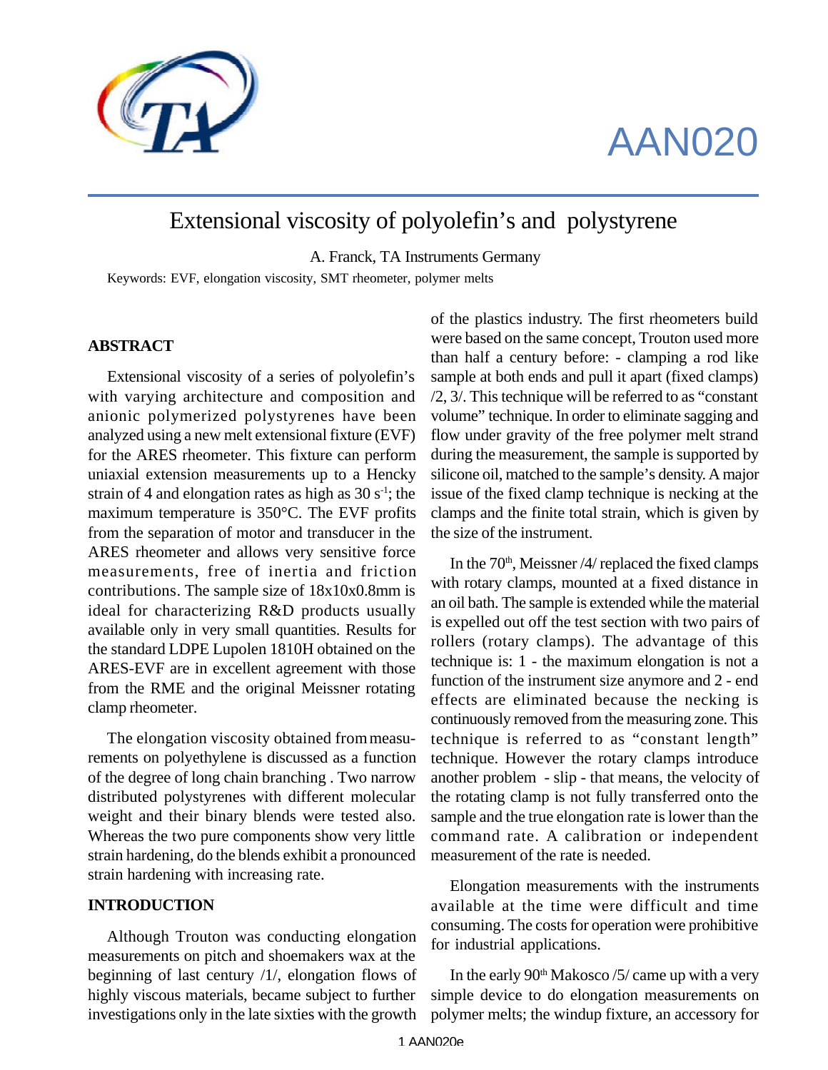AAN020

# Extensional viscosity of polyolefin's and polystyrene

A. Franck, TA Instruments Germany

Keywords: EVF, elongation viscosity, SMT rheometer, polymer melts

## ABSTRACT

Extensional viscosity of a series of polyolefin's with varying architecture and composition and anionic polymerized polystyrenes have been analyzed using a new melt extensional fixture (EVF) for the ARES rheometer. This fixture can perform uniaxial extension measurements up to a Hencky strain of 4 and elongation rates as high as 30 $s^{-1}$; the maximum temperature is 350°C. The EVF profits from the separation of motor and transducer in the ARES rheometer and allows very sensitive force measurements, free of inertia and friction contributions. The sample size of 18x10x0.8mm is ideal for characterizing R&D products usually available only in very small quantities. Results for the standard LDPE Lupolen 1810H obtained on the ARES-EVF are in excellent agreement with those from the RME and the original Meissner rotating clamp rheometer.

The elongation viscosity obtained from measurements on polyethylene is discussed as a function of the degree of long chain branching . Two narrow distributed polystyrenes with different molecular weight and their binary blends were tested also. Whereas the two pure components show very little strain hardening, do the blends exhibit a pronounced strain hardening with increasing rate.

## INTRODUCTION

Although Trouton was conducting elongation measurements on pitch and shoemakers wax at the beginning of last century /1/, elongation flows of highly viscous materials, became subject to further investigations only in the late sixties with the growth of the plastics industry. The first rheometers build were based on the same concept, Trouton used more than half a century before: - clamping a rod like sample at both ends and pull it apart (fixed clamps) /2, 3/. This technique will be referred to as "constant volume" technique. In order to eliminate sagging and flow under gravity of the free polymer melt strand during the measurement, the sample is supported by silicone oil, matched to the sample's density. A major issue of the fixed clamp technique is necking at the clamps and the finite total strain, which is given by the size of the instrument.

In the 70th, Meissner /4/ replaced the fixed clamps with rotary clamps, mounted at a fixed distance in an oil bath. The sample is extended while the material is expelled out off the test section with two pairs of rollers (rotary clamps). The advantage of this technique is: 1 - the maximum elongation is not a function of the instrument size anymore and 2 - end effects are eliminated because the necking is continuously removed from the measuring zone. This technique is referred to as "constant length" technique. However the rotary clamps introduce another problem - slip - that means, the velocity of the rotating clamp is not fully transferred onto the sample and the true elongation rate is lower than the command rate. A calibration or independent measurement of the rate is needed.

Elongation measurements with the instruments available at the time were difficult and time consuming. The costs for operation were prohibitive for industrial applications.

In the early 90th Makosco /5/ came up with a very simple device to do elongation measurements on polymer melts; the windup fixture, an accessory for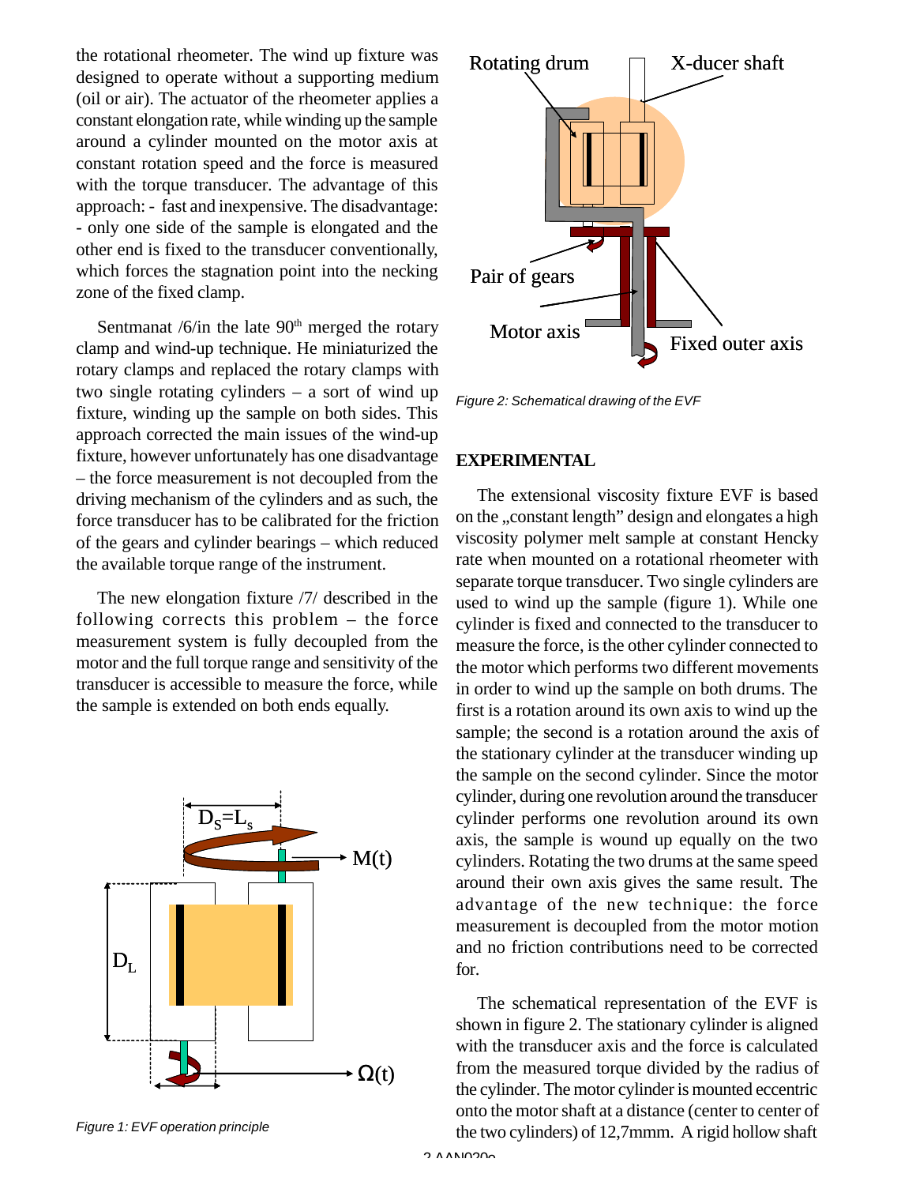the rotational rheometer. The wind up fixture was designed to operate without a supporting medium (oil or air). The actuator of the rheometer applies a constant elongation rate, while winding up the sample around a cylinder mounted on the motor axis at constant rotation speed and the force is measured with the torque transducer. The advantage of this approach: - fast and inexpensive. The disadvantage: - only one side of the sample is elongated and the other end is fixed to the transducer conventionally, which forces the stagnation point into the necking zone of the fixed clamp.

Sentmanat /6/in the late 90[th] merged the rotary clamp and wind-up technique. He miniaturized the rotary clamps and replaced the rotary clamps with two single rotating cylinders – a sort of wind up fixture, winding up the sample on both sides. This approach corrected the main issues of the wind-up fixture, however unfortunately has one disadvantage – the force measurement is not decoupled from the driving mechanism of the cylinders and as such, the force transducer has to be calibrated for the friction of the gears and cylinder bearings – which reduced the available torque range of the instrument.

The new elongation fixture /7/ described in the following corrects this problem – the force measurement system is fully decoupled from the motor and the full torque range and sensitivity of the transducer is accessible to measure the force, while the sample is extended on both ends equally.

*Figure 1: EVF operation principle*

*Figure 2: Schematical drawing of the EVF*

## EXPERIMENTAL

The extensional viscosity fixture EVF is based on the „constant length” design and elongates a high viscosity polymer melt sample at constant Hencky rate when mounted on a rotational rheometer with separate torque transducer. Two single cylinders are used to wind up the sample (figure 1). While one cylinder is fixed and connected to the transducer to measure the force, is the other cylinder connected to the motor which performs two different movements in order to wind up the sample on both drums. The first is a rotation around its own axis to wind up the sample; the second is a rotation around the axis of the stationary cylinder at the transducer winding up the sample on the second cylinder. Since the motor cylinder, during one revolution around the transducer cylinder performs one revolution around its own axis, the sample is wound up equally on the two cylinders. Rotating the two drums at the same speed around their own axis gives the same result. The advantage of the new technique: the force measurement is decoupled from the motor motion and no friction contributions need to be corrected for.

The schematical representation of the EVF is shown in figure 2. The stationary cylinder is aligned with the transducer axis and the force is calculated from the measured torque divided by the radius of the cylinder. The motor cylinder is mounted eccentric onto the motor shaft at a distance (center to center of the two cylinders) of 12,7mmm. A rigid hollow shaft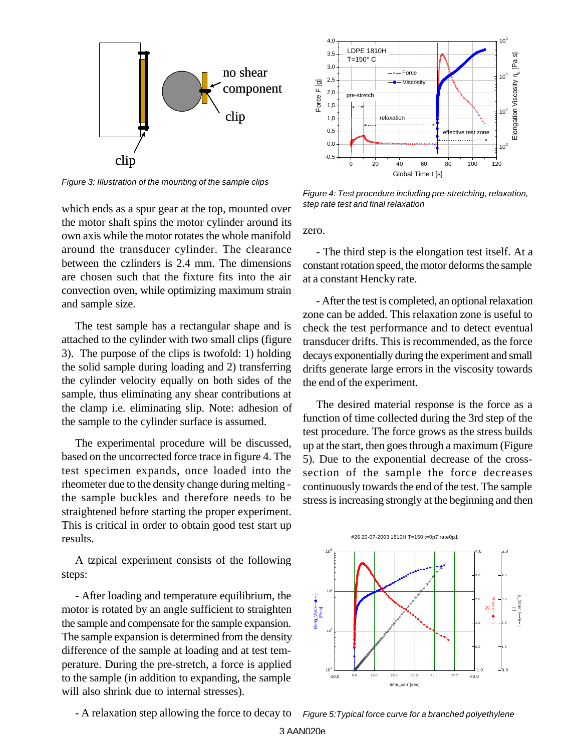Figure 3: Illustration of the mounting of the sample clips

which ends as a spur gear at the top, mounted over the motor shaft spins the motor cylinder around its own axis while the motor rotates the whole manifold around the transducer cylinder. The clearance between the czlinders is 2.4 mm. The dimensions are chosen such that the fixture fits into the air convection oven, while optimizing maximum strain and sample size.

The test sample has a rectangular shape and is attached to the cylinder with two small clips (figure 3). The purpose of the clips is twofold: 1) holding the solid sample during loading and 2) transferring the cylinder velocity equally on both sides of the sample, thus eliminating any shear contributions at the clamp i.e. eliminating slip. Note: adhesion of the sample to the cylinder surface is assumed.

The experimental procedure will be discussed, based on the uncorrected force trace in figure 4. The test specimen expands, once loaded into the rheometer due to the density change during melting - the sample buckles and therefore needs to be straightened before starting the proper experiment. This is critical in order to obtain good test start up results.

A tzpical experiment consists of the following steps:

- After loading and temperature equilibrium, the motor is rotated by an angle sufficient to straighten the sample and compensate for the sample expansion. The sample expansion is determined from the density difference of the sample at loading and at test temperature. During the pre-stretch, a force is applied to the sample (in addition to expanding, the sample will also shrink due to internal stresses).

- A relaxation step allowing the force to decay to zero.

Figure 4: Test procedure including pre-stretching, relaxation, step rate test and final relaxation

- The third step is the elongation test itself. At a constant rotation speed, the motor deforms the sample at a constant Hencky rate.

- After the test is completed, an optional relaxation zone can be added. This relaxation zone is useful to check the test performance and to detect eventual transducer drifts. This is recommended, as the force decays exponentially during the experiment and small drifts generate large errors in the viscosity towards the end of the experiment.

The desired material response is the force as a function of time collected during the 3rd step of the test procedure. The force grows as the stress builds up at the start, then goes through a maximum (Figure 5). Due to the exponential decrease of the cross-section of the sample the force decreases continuously towards the end of the test. The sample stress is increasing strongly at the beginning and then

Figure 5:Typical force curve for a branched polyethylene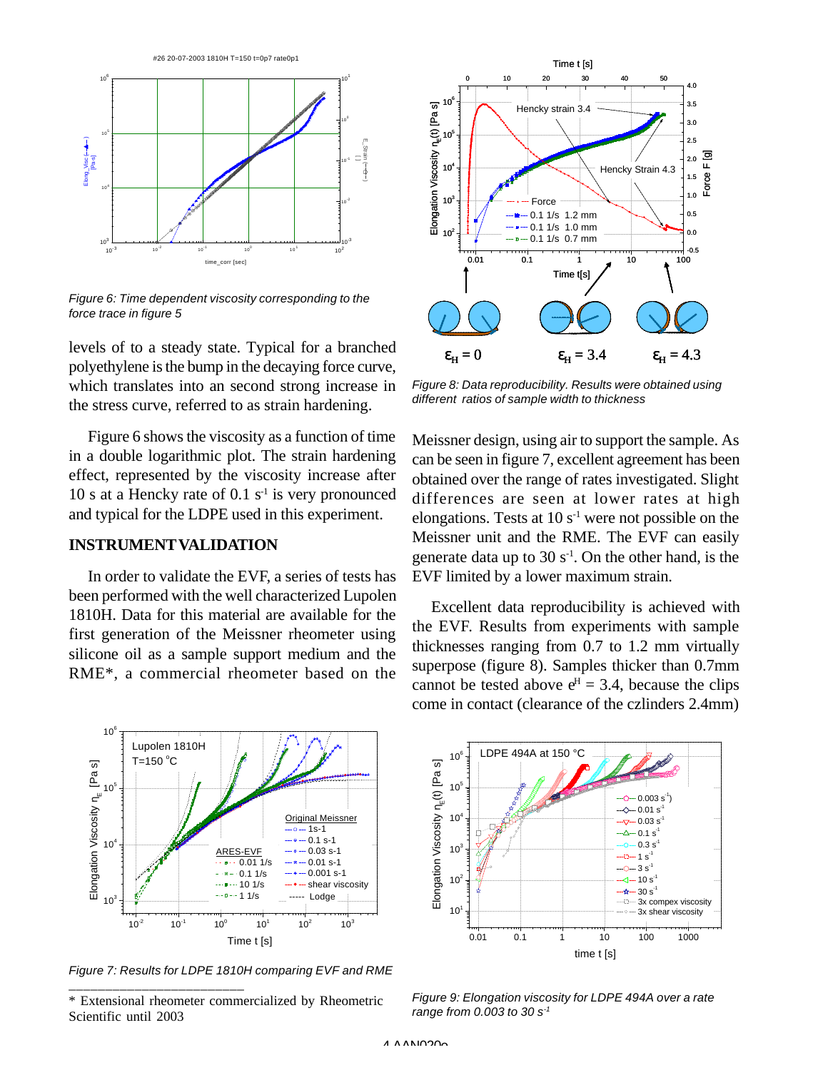*Figure 6: Time dependent viscosity corresponding to the force trace in figure 5*

levels of to a steady state. Typical for a branched polyethylene is the bump in the decaying force curve, which translates into an second strong increase in the stress curve, referred to as strain hardening.

Figure 6 shows the viscosity as a function of time in a double logarithmic plot. The strain hardening effect, represented by the viscosity increase after 10 s at a Hencky rate of 0.1 $s^{-1}$ is very pronounced and typical for the LDPE used in this experiment.

## INSTRUMENT VALIDATION

In order to validate the EVF, a series of tests has been performed with the well characterized Lupolen 1810H. Data for this material are available for the first generation of the Meissner rheometer using silicone oil as a sample support medium and the RME*, a commercial rheometer based on the Meissner design, using air to support the sample. As can be seen in figure 7, excellent agreement has been obtained over the range of rates investigated. Slight differences are seen at lower rates at high elongations. Tests at 10 $s^{-1}$ were not possible on the Meissner unit and the RME. The EVF can easily generate data up to 30 $s^{-1}$. On the other hand, is the EVF limited by a lower maximum strain.

*Figure 8: Data reproducibility. Results were obtained using different ratios of sample width to thickness*

Excellent data reproducibility is achieved with the EVF. Results from experiments with sample thicknesses ranging from 0.7 to 1.2 mm virtually superpose (figure 8). Samples thicker than 0.7mm cannot be tested above $e^H = 3.4$, because the clips come in contact (clearance of the czlinders 2.4mm)

*Figure 7: Results for LDPE 1810H comparing EVF and RME*

*Figure 9: Elongation viscosity for LDPE 494A over a rate range from 0.003 to 30 $s^{-1}$*

---

\* Extensional rheometer commercialized by Rheometric Scientific until 2003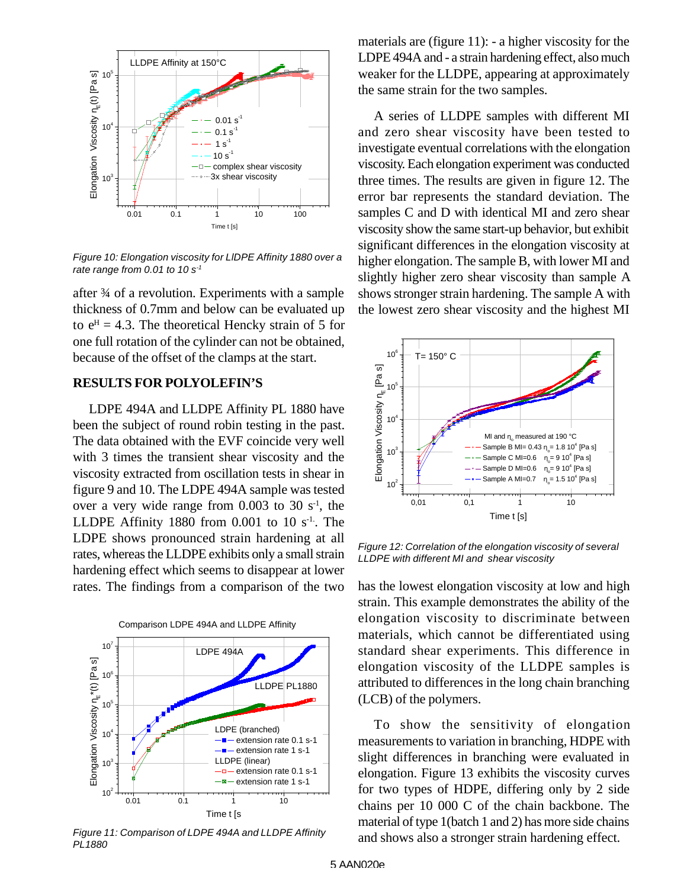*Figure 10: Elongation viscosity for LlDPE Affinity 1880 over a rate range from 0.01 to 10 $s^{-1}$*

after ¾ of a revolution. Experiments with a sample thickness of 0.7mm and below can be evaluated up to $e^H$ = 4.3. The theoretical Hencky strain of 5 for one full rotation of the cylinder can not be obtained, because of the offset of the clamps at the start.

## RESULTS FOR POLYOLEFIN'S

LDPE 494A and LLDPE Affinity PL 1880 have been the subject of round robin testing in the past. The data obtained with the EVF coincide very well with 3 times the transient shear viscosity and the viscosity extracted from oscillation tests in shear in figure 9 and 10. The LDPE 494A sample was tested over a very wide range from 0.003 to 30 $s^{-1}$, the LLDPE Affinity 1880 from 0.001 to 10 $s^{-1}$. The LDPE shows pronounced strain hardening at all rates, whereas the LLDPE exhibits only a small strain hardening effect which seems to disappear at lower rates. The findings from a comparison of the two materials are (figure 11): - a higher viscosity for the LDPE 494A and - a strain hardening effect, also much weaker for the LLDPE, appearing at approximately the same strain for the two samples.

*Figure 11: Comparison of LDPE 494A and LLDPE Affinity PL1880*

A series of LLDPE samples with different MI and zero shear viscosity have been tested to investigate eventual correlations with the elongation viscosity. Each elongation experiment was conducted three times. The results are given in figure 12. The error bar represents the standard deviation. The samples C and D with identical MI and zero shear viscosity show the same start-up behavior, but exhibit significant differences in the elongation viscosity at higher elongation. The sample B, with lower MI and slightly higher zero shear viscosity than sample A shows stronger strain hardening. The sample A with the lowest zero shear viscosity and the highest MI has the lowest elongation viscosity at low and high strain. This example demonstrates the ability of the elongation viscosity to discriminate between materials, which cannot be differentiated using standard shear experiments. This difference in elongation viscosity of the LLDPE samples is attributed to differences in the long chain branching (LCB) of the polymers.

*Figure 12: Correlation of the elongation viscosity of several LLDPE with different MI and shear viscosity*

To show the sensitivity of elongation measurements to variation in branching, HDPE with slight differences in branching were evaluated in elongation. Figure 13 exhibits the viscosity curves for two types of HDPE, differing only by 2 side chains per 10 000 C of the chain backbone. The material of type 1(batch 1 and 2) has more side chains and shows also a stronger strain hardening effect.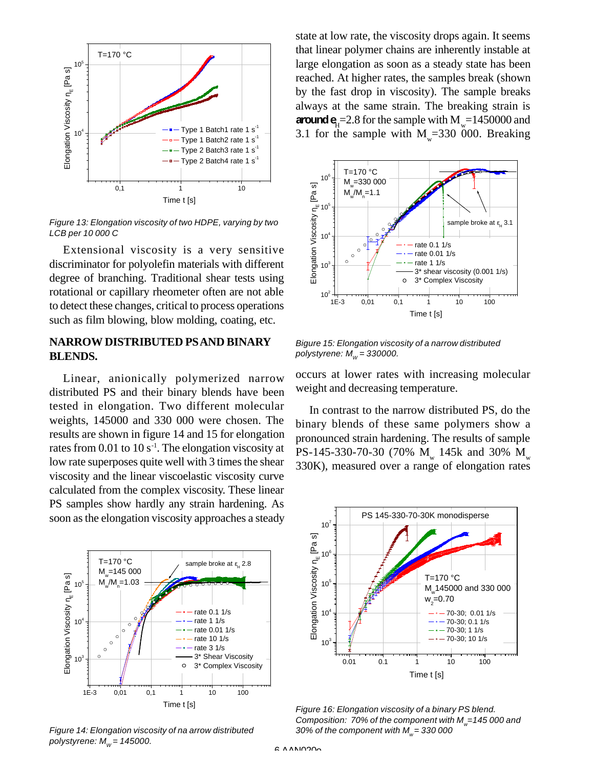*Figure 13: Elongation viscosity of two HDPE, varying by two LCB per 10 000 C*

Extensional viscosity is a very sensitive discriminator for polyolefin materials with different degree of branching. Traditional shear tests using rotational or capillary rheometer often are not able to detect these changes, critical to process operations such as film blowing, blow molding, coating, etc.

## NARROW DISTRIBUTED PS AND BINARY BLENDS.

Linear, anionically polymerized narrow distributed PS and their binary blends have been tested in elongation. Two different molecular weights, 145000 and 330 000 were chosen. The results are shown in figure 14 and 15 for elongation rates from 0.01 to 10 $s^{-1}$. The elongation viscosity at low rate superposes quite well with 3 times the shear viscosity and the linear viscoelastic viscosity curve calculated from the complex viscosity. These linear PS samples show hardly any strain hardening. As soon as the elongation viscosity approaches a steady state at low rate, the viscosity drops again. It seems that linear polymer chains are inherently instable at large elongation as soon as a steady state has been reached. At higher rates, the samples break (shown by the fast drop in viscosity). The sample breaks always at the same strain. The breaking strain is **around** $\varepsilon_H$=2.8 for the sample with $M_w$=1450000 and 3.1 for the sample with $M_w$=330 000. Breaking occurs at lower rates with increasing molecular weight and decreasing temperature.

*Figure 14: Elongation viscosity of na arrow distributed polystyrene: $M_w$ = 145000.*

*Bigure 15: Elongation viscosity of a narrow distributed polystyrene: $M_w$ = 330000.*

In contrast to the narrow distributed PS, do the binary blends of these same polymers show a pronounced strain hardening. The results of sample PS-145-330-70-30 (70% $M_w$ 145k and 30% $M_w$ 330K), measured over a range of elongation rates

*Figure 16: Elongation viscosity of a binary PS blend. Composition: 70% of the component with $M_w$=145 000 and 30% of the component with $M_w$ = 330 000*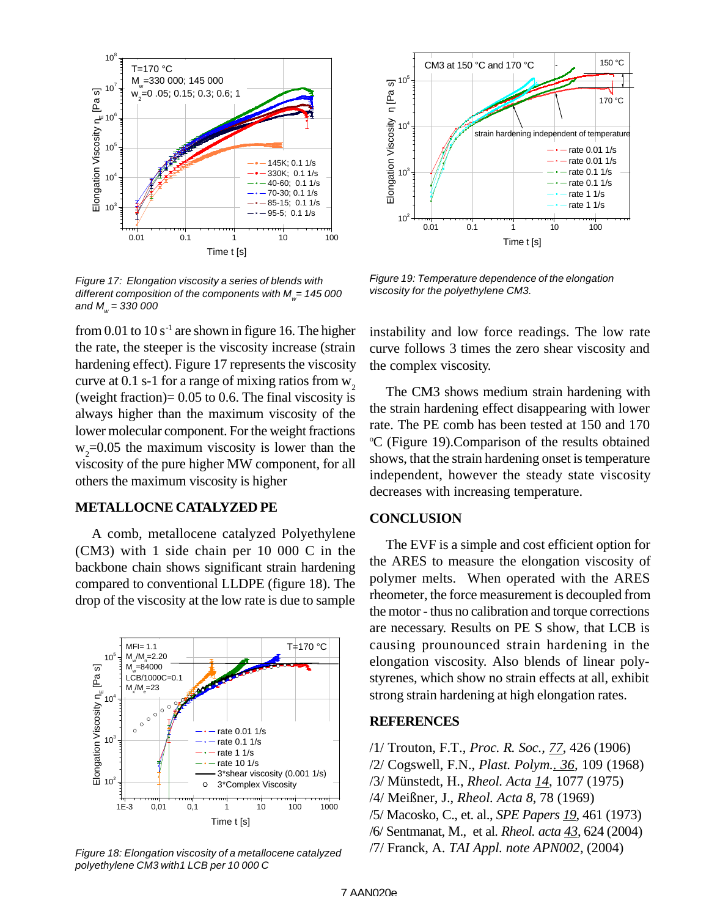T=170 °C
$M_w$ =330 000; 145 000
$w_2$=0 .05; 0.15; 0.3; 0.6; 1

Elongation Viscosity $\eta_E$ [Pa s]

Time t [s]

145K; 0.1 1/s
330K; 0.1 1/s
40-60; 0.1 1/s
70-30; 0.1 1/s
85-15; 0.1 1/s
95-5; 0.1 1/s

*Figure 17: Elongation viscosity a series of blends with different composition of the components with $M_w$= 145 000 and $M_w$ = 330 000*

CM3 at 150 °C and 170 °C

150 °C

170 °C

strain hardening independent of temperature

rate 0.01 1/s
rate 0.01 1/s
rate 0.1 1/s
rate 0.1 1/s
rate 1 1/s
rate 1 1/s

Elongation Viscosity η [Pa s]

Time t [s]

*Figure 19: Temperature dependence of the elongation viscosity for the polyethylene CM3.*

from 0.01 to 10 $s^{-1}$ are shown in figure 16. The higher the rate, the steeper is the viscosity increase (strain hardening effect). Figure 17 represents the viscosity curve at 0.1 s-1 for a range of mixing ratios from $w_2$ (weight fraction)= 0.05 to 0.6. The final viscosity is always higher than the maximum viscosity of the lower molecular component. For the weight fractions $w_2$=0.05 the maximum viscosity is lower than the viscosity of the pure higher MW component, for all others the maximum viscosity is higher

## METALLOCNE CATALYZED PE

A comb, metallocene catalyzed Polyethylene (CM3) with 1 side chain per 10 000 C in the backbone chain shows significant strain hardening compared to conventional LLDPE (figure 18). The drop of the viscosity at the low rate is due to sample

MFI= 1.1
$M_w/M_n$=2.20
$M_w$=84000
LCB/1000C=0.1
$M_x/M_e$=23

T=170 °C

rate 0.01 1/s
rate 0.1 1/s
rate 1 1/s
rate 10 1/s
3*shear viscosity (0.001 1/s)
3*Complex Viscosity

Elongation Viscosity $\eta_E$ [Pa s]

Time t [s]

*Figure 18: Elongation viscosity of a metallocene catalyzed polyethylene CM3 with1 LCB per 10 000 C*

instability and low force readings. The low rate curve follows 3 times the zero shear viscosity and the complex viscosity.

The CM3 shows medium strain hardening with the strain hardening effect disappearing with lower rate. The PE comb has been tested at 150 and 170 ºC (Figure 19).Comparison of the results obtained shows, that the strain hardening onset is temperature independent, however the steady state viscosity decreases with increasing temperature.

## CONCLUSION

The EVF is a simple and cost efficient option for the ARES to measure the elongation viscosity of polymer melts. When operated with the ARES rheometer, the force measurement is decoupled from the motor - thus no calibration and torque corrections are necessary. Results on PE S show, that LCB is causing prounounced strain hardening in the elongation viscosity. Also blends of linear polystyrenes, which show no strain effects at all, exhibit strong strain hardening at high elongation rates.

## REFERENCES

/1/ Trouton, F.T., *Proc. R. Soc.*, 77, 426 (1906)
/2/ Cogswell, F.N., *Plast. Polym.*, 36, 109 (1968)
/3/ Münstedt, H., *Rheol. Acta* 14, 1077 (1975)
/4/ Meißner, J., *Rheol. Acta 8*, 78 (1969)
/5/ Macosko, C., et. al., *SPE Papers* 19, 461 (1973)
/6/ Sentmanat, M., et al. *Rheol. acta* 43, 624 (2004)
/7/ Franck, A. *TAI Appl. note APN002*, (2004)